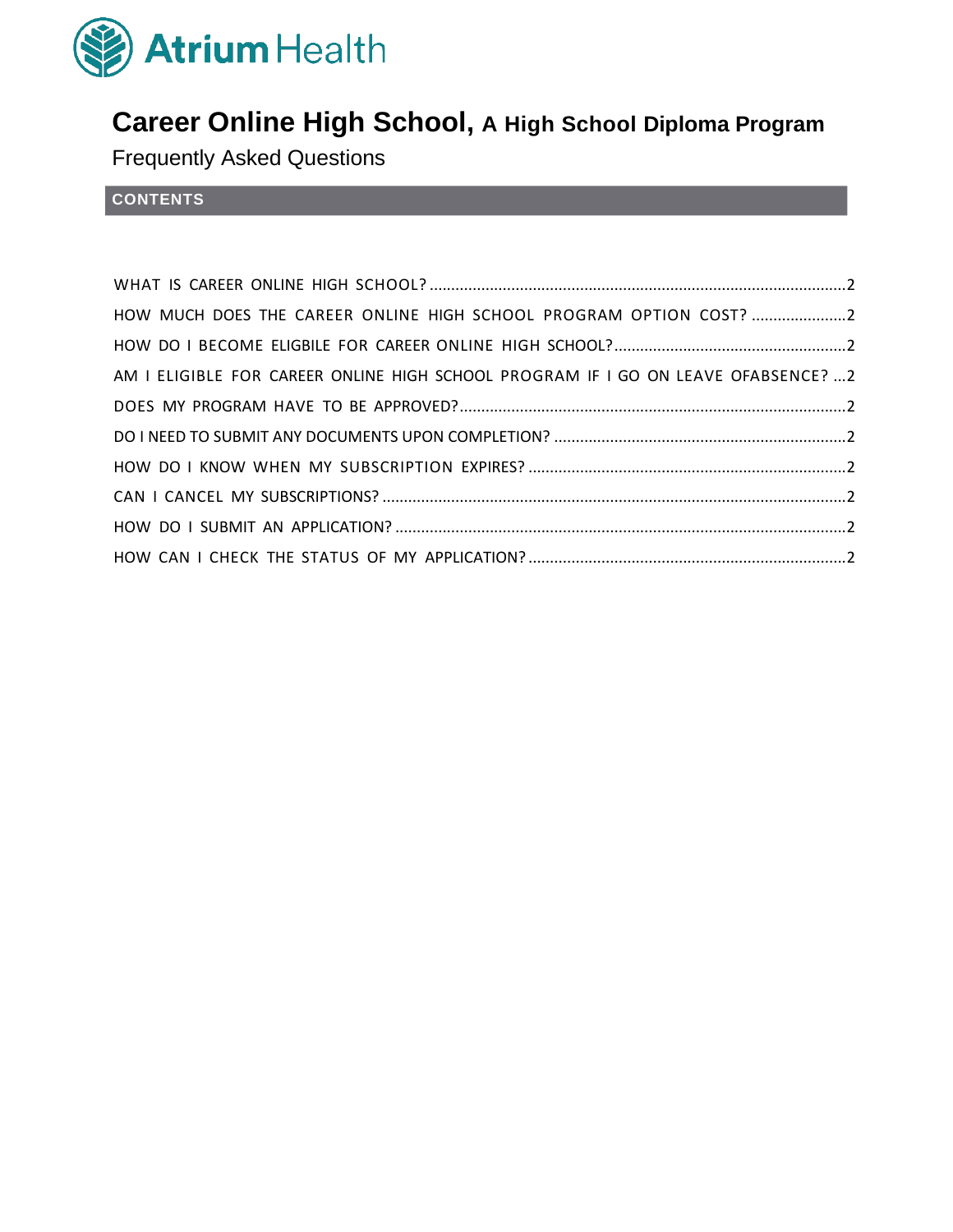Atrium Health

# Career Online High School, A High School Diploma Program

Frequently Asked Questions

## CONTENTS

WHAT IS CAREER ONLINE HIGH SCHOOL? ........................................................................ 2

HOW MUCH DOES THE CAREER ONLINE HIGH SCHOOL PROGRAM OPTION COST? ...................... 2

HOW DO I BECOME ELIGBILE FOR CAREER ONLINE HIGH SCHOOL? ...................................... 2

AM I ELIGIBLE FOR CAREER ONLINE HIGH SCHOOL PROGRAM IF I GO ON LEAVE OFABSENCE? ... 2

DOES MY PROGRAM HAVE TO BE APPROVED? ................................................................ 2

DO I NEED TO SUBMIT ANY DOCUMENTS UPON COMPLETION? ........................................... 2

HOW DO I KNOW WHEN MY SUBSCRIPTION EXPIRES? ..................................................... 2

CAN I CANCEL MY SUBSCRIPTIONS? ............................................................................ 2

HOW DO I SUBMIT AN APPLICATION? .......................................................................... 2

HOW CAN I CHECK THE STATUS OF MY APPLICATION? ...................................................... 2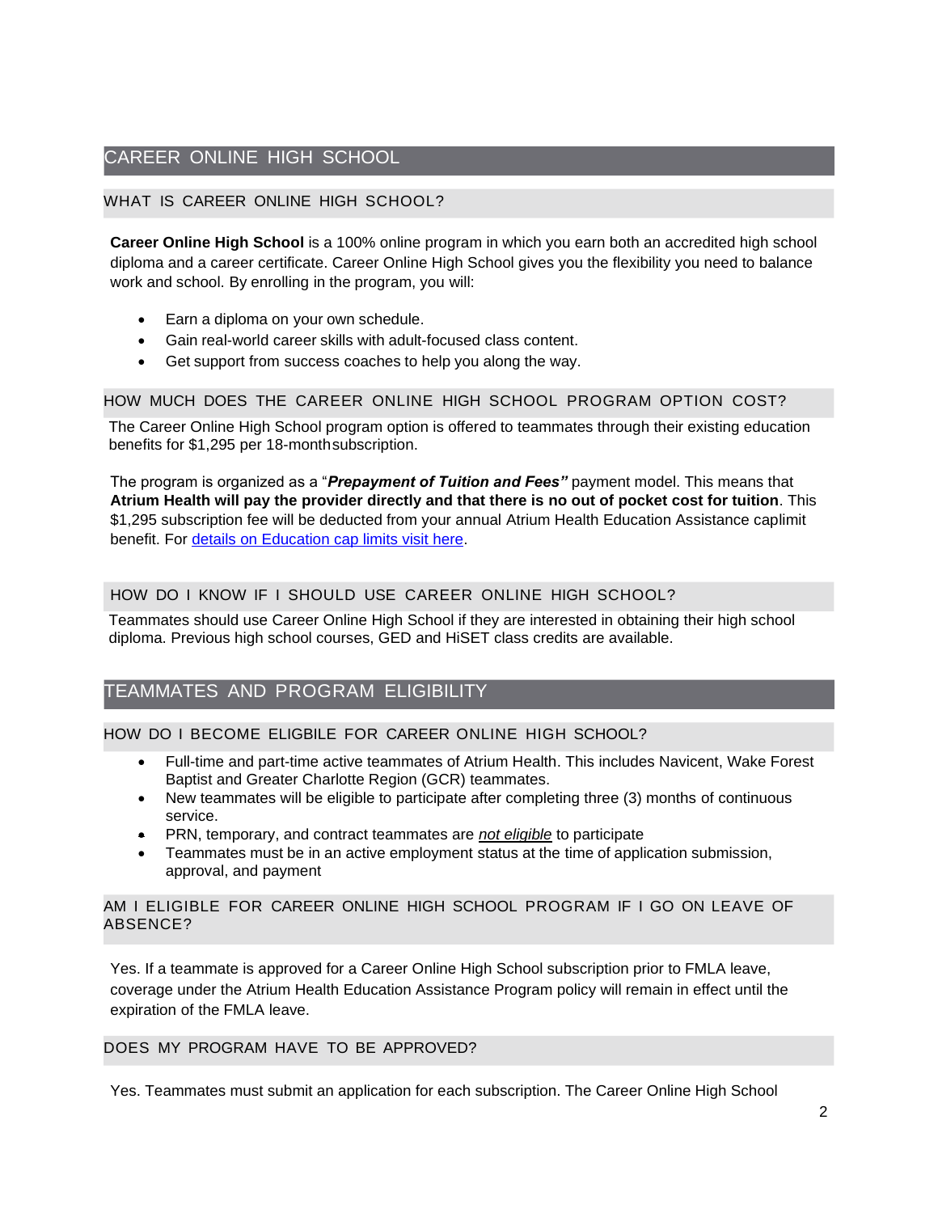## CAREER ONLINE HIGH SCHOOL

### WHAT IS CAREER ONLINE HIGH SCHOOL?

**Career Online High School** is a 100% online program in which you earn both an accredited high school diploma and a career certificate. Career Online High School gives you the flexibility you need to balance work and school. By enrolling in the program, you will:

- Earn a diploma on your own schedule.
- Gain real-world career skills with adult-focused class content.
- Get support from success coaches to help you along the way.

### HOW MUCH DOES THE CAREER ONLINE HIGH SCHOOL PROGRAM OPTION COST?

The Career Online High School program option is offered to teammates through their existing education benefits for $1,295 per 18-monthsubscription.

The program is organized as a "***Prepayment of Tuition and Fees"*** payment model. This means that **Atrium Health will pay the provider directly and that there is no out of pocket cost for tuition**. This $1,295 subscription fee will be deducted from your annual Atrium Health Education Assistance caplimit benefit. For [details on Education cap limits visit here](#).

### HOW DO I KNOW IF I SHOULD USE CAREER ONLINE HIGH SCHOOL?

Teammates should use Career Online High School if they are interested in obtaining their high school diploma. Previous high school courses, GED and HiSET class credits are available.

## TEAMMATES AND PROGRAM ELIGIBILITY

### HOW DO I BECOME ELIGBILE FOR CAREER ONLINE HIGH SCHOOL?

- Full-time and part-time active teammates of Atrium Health. This includes Navicent, Wake Forest Baptist and Greater Charlotte Region (GCR) teammates.
- New teammates will be eligible to participate after completing three (3) months of continuous service.
- PRN, temporary, and contract teammates are ***not eligible*** to participate
- Teammates must be in an active employment status at the time of application submission, approval, and payment

### AM I ELIGIBLE FOR CAREER ONLINE HIGH SCHOOL PROGRAM IF I GO ON LEAVE OF ABSENCE?

Yes. If a teammate is approved for a Career Online High School subscription prior to FMLA leave, coverage under the Atrium Health Education Assistance Program policy will remain in effect until the expiration of the FMLA leave.

### DOES MY PROGRAM HAVE TO BE APPROVED?

Yes. Teammates must submit an application for each subscription. The Career Online High School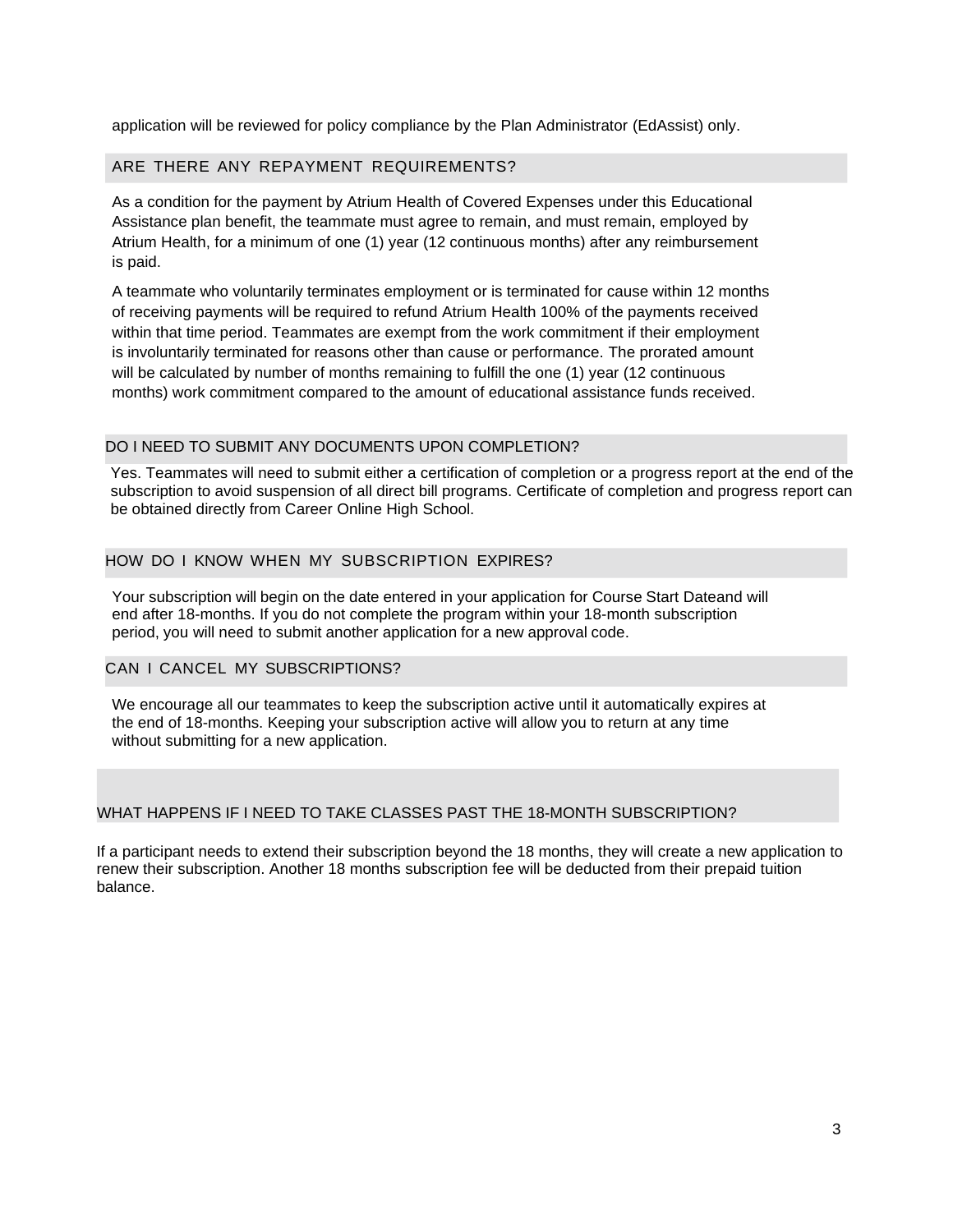application will be reviewed for policy compliance by the Plan Administrator (EdAssist) only.

## ARE THERE ANY REPAYMENT REQUIREMENTS?

As a condition for the payment by Atrium Health of Covered Expenses under this Educational Assistance plan benefit, the teammate must agree to remain, and must remain, employed by Atrium Health, for a minimum of one (1) year (12 continuous months) after any reimbursement is paid.

A teammate who voluntarily terminates employment or is terminated for cause within 12 months of receiving payments will be required to refund Atrium Health 100% of the payments received within that time period. Teammates are exempt from the work commitment if their employment is involuntarily terminated for reasons other than cause or performance. The prorated amount will be calculated by number of months remaining to fulfill the one (1) year (12 continuous months) work commitment compared to the amount of educational assistance funds received.

## DO I NEED TO SUBMIT ANY DOCUMENTS UPON COMPLETION?

Yes. Teammates will need to submit either a certification of completion or a progress report at the end of the subscription to avoid suspension of all direct bill programs. Certificate of completion and progress report can be obtained directly from Career Online High School.

## HOW DO I KNOW WHEN MY SUBSCRIPTION EXPIRES?

Your subscription will begin on the date entered in your application for Course Start Dateand will end after 18-months. If you do not complete the program within your 18-month subscription period, you will need to submit another application for a new approval code.

## CAN I CANCEL MY SUBSCRIPTIONS?

We encourage all our teammates to keep the subscription active until it automatically expires at the end of 18-months. Keeping your subscription active will allow you to return at any time without submitting for a new application.

## WHAT HAPPENS IF I NEED TO TAKE CLASSES PAST THE 18-MONTH SUBSCRIPTION?

If a participant needs to extend their subscription beyond the 18 months, they will create a new application to renew their subscription. Another 18 months subscription fee will be deducted from their prepaid tuition balance.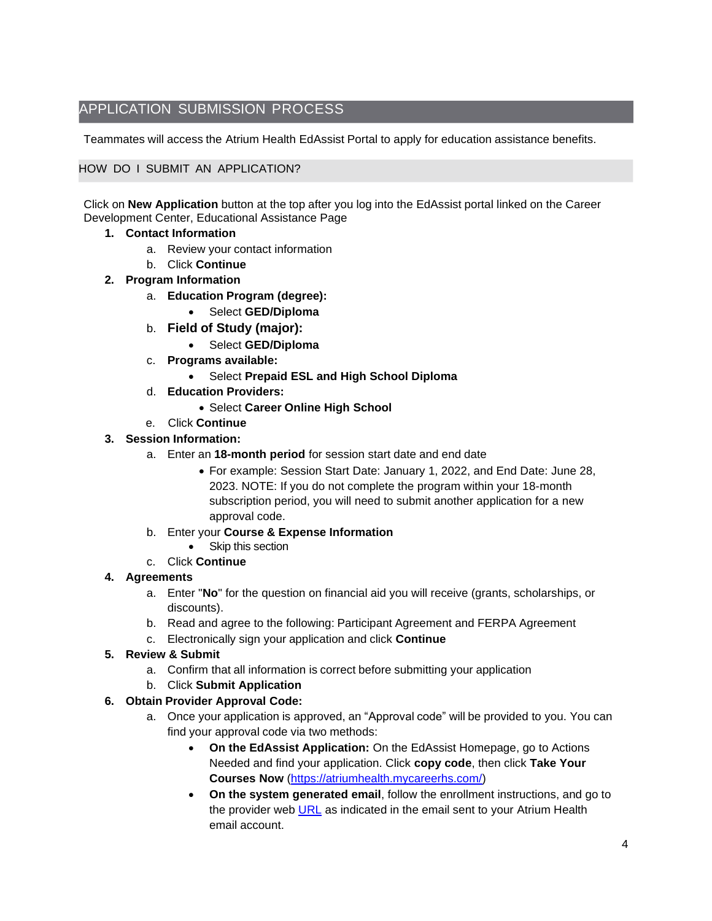## APPLICATION SUBMISSION PROCESS

Teammates will access the Atrium Health EdAssist Portal to apply for education assistance benefits.

### HOW DO I SUBMIT AN APPLICATION?

Click on **New Application** button at the top after you log into the EdAssist portal linked on the Career Development Center, Educational Assistance Page

1. **Contact Information**
   a. Review your contact information
   b. Click **Continue**
2. **Program Information**
   a. **Education Program (degree):**
      - Select **GED/Diploma**
   b. **Field of Study (major):**
      - Select **GED/Diploma**
   c. **Programs available:**
      - Select **Prepaid ESL and High School Diploma**
   d. **Education Providers:**
      - Select **Career Online High School**
   e. Click **Continue**
3. **Session Information:**
   a. Enter an **18-month period** for session start date and end date
      - For example: Session Start Date: January 1, 2022, and End Date: June 28, 2023. NOTE: If you do not complete the program within your 18-month subscription period, you will need to submit another application for a new approval code.
   b. Enter your **Course & Expense Information**
      - Skip this section
   c. Click **Continue**
4. **Agreements**
   a. Enter "**No**" for the question on financial aid you will receive (grants, scholarships, or discounts).
   b. Read and agree to the following: Participant Agreement and FERPA Agreement
   c. Electronically sign your application and click **Continue**
5. **Review & Submit**
   a. Confirm that all information is correct before submitting your application
   b. Click **Submit Application**
6. **Obtain Provider Approval Code:**
   a. Once your application is approved, an "Approval code" will be provided to you. You can find your approval code via two methods:
      - **On the EdAssist Application:** On the EdAssist Homepage, go to Actions Needed and find your application. Click **copy code**, then click **Take Your Courses Now** (https://atriumhealth.mycareerhs.com/)
      - **On the system generated email**, follow the enrollment instructions, and go to the provider web URL as indicated in the email sent to your Atrium Health email account.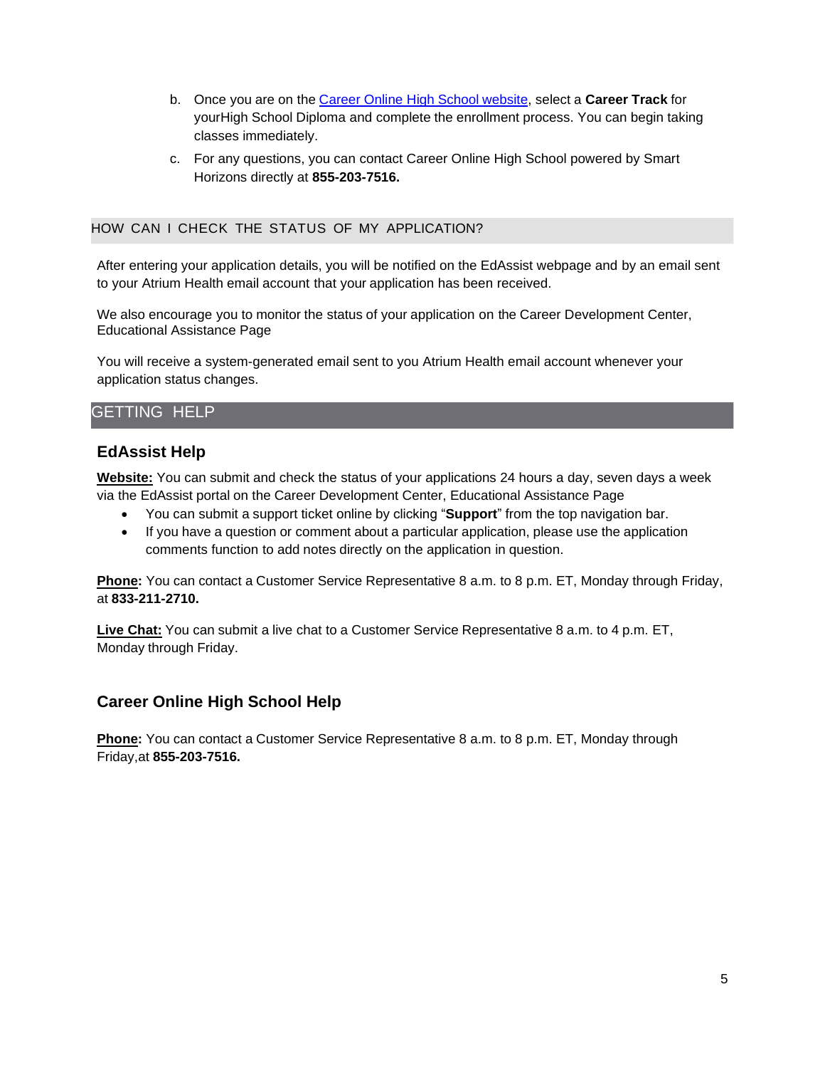b. Once you are on the [Career Online High School website](), select a **Career Track** for yourHigh School Diploma and complete the enrollment process. You can begin taking classes immediately.

c. For any questions, you can contact Career Online High School powered by Smart Horizons directly at **855-203-7516.**

## HOW CAN I CHECK THE STATUS OF MY APPLICATION?

After entering your application details, you will be notified on the EdAssist webpage and by an email sent to your Atrium Health email account that your application has been received.

We also encourage you to monitor the status of your application on the Career Development Center, Educational Assistance Page

You will receive a system-generated email sent to you Atrium Health email account whenever your application status changes.

## GETTING HELP

### EdAssist Help

**Website:** You can submit and check the status of your applications 24 hours a day, seven days a week via the EdAssist portal on the Career Development Center, Educational Assistance Page

- You can submit a support ticket online by clicking "**Support**" from the top navigation bar.
- If you have a question or comment about a particular application, please use the application comments function to add notes directly on the application in question.

**Phone:** You can contact a Customer Service Representative 8 a.m. to 8 p.m. ET, Monday through Friday, at **833-211-2710.**

**Live Chat:** You can submit a live chat to a Customer Service Representative 8 a.m. to 4 p.m. ET, Monday through Friday.

### Career Online High School Help

**Phone:** You can contact a Customer Service Representative 8 a.m. to 8 p.m. ET, Monday through Friday,at **855-203-7516.**